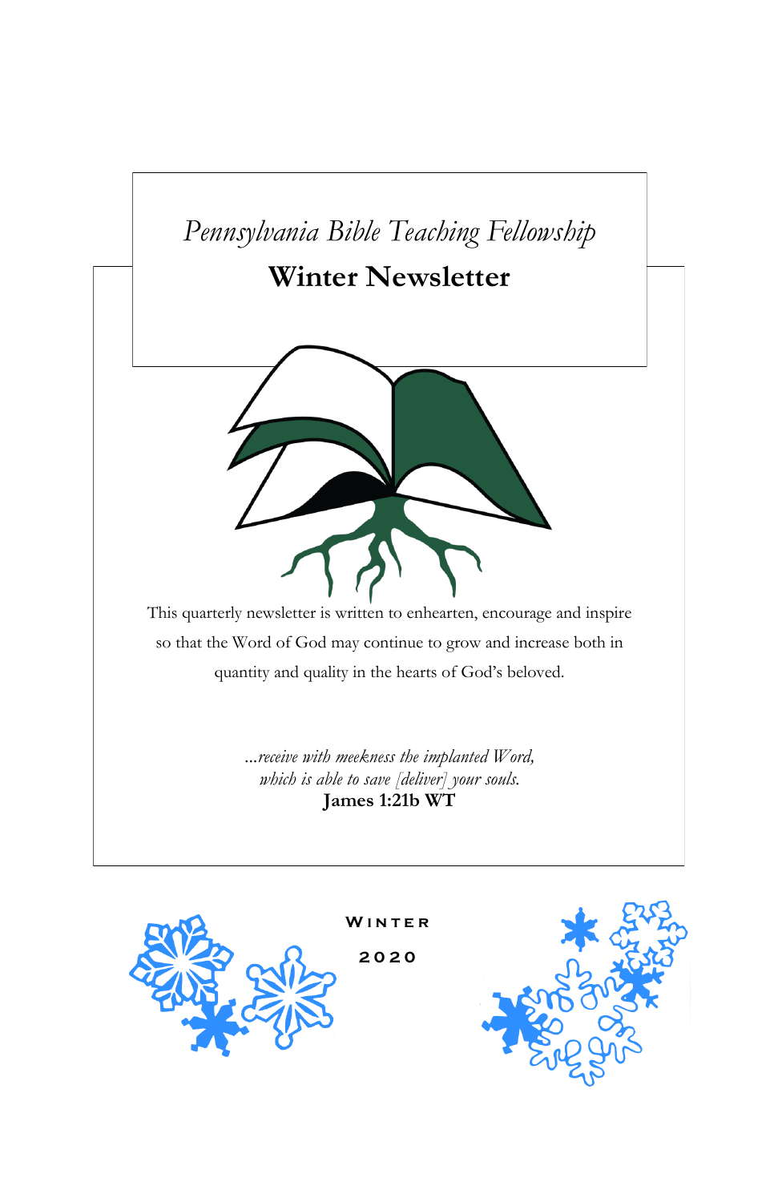*Pennsylvania Bible Teaching Fellowship*

# Winter Newsletter

This quarterly newsletter is written to enhearten, encourage and inspire so that the Word of God may continue to grow and increase both in quantity and quality in the hearts of God's beloved.

*...receive with meekness the implanted Word,*
*which is able to save [deliver] your souls.*
**James 1:21b WT**

Winter

2020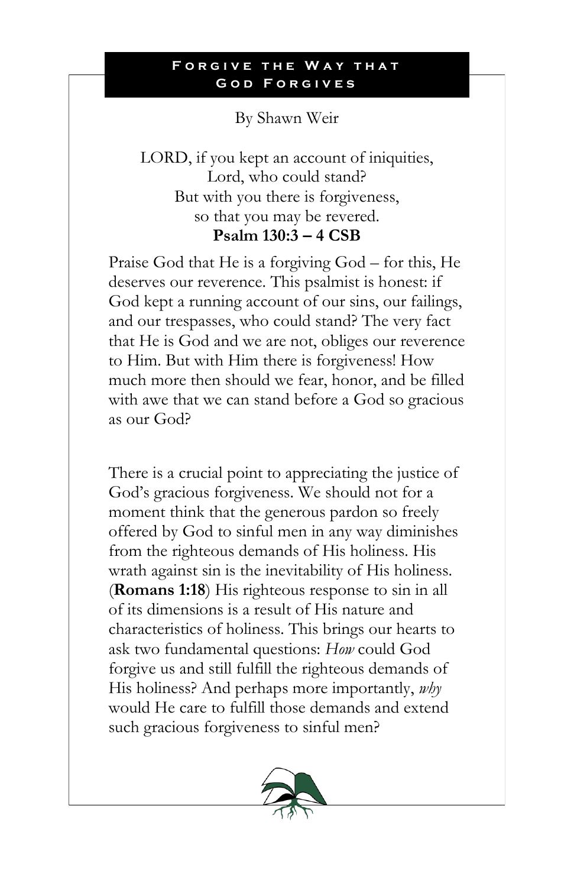## Forgive the Way that God Forgives

By Shawn Weir

LORD, if you kept an account of iniquities,
Lord, who could stand?
But with you there is forgiveness,
so that you may be revered.
**Psalm 130:3 – 4 CSB**

Praise God that He is a forgiving God – for this, He deserves our reverence. This psalmist is honest: if God kept a running account of our sins, our failings, and our trespasses, who could stand? The very fact that He is God and we are not, obliges our reverence to Him. But with Him there is forgiveness! How much more then should we fear, honor, and be filled with awe that we can stand before a God so gracious as our God?

There is a crucial point to appreciating the justice of God's gracious forgiveness. We should not for a moment think that the generous pardon so freely offered by God to sinful men in any way diminishes from the righteous demands of His holiness. His wrath against sin is the inevitability of His holiness. (**Romans 1:18**) His righteous response to sin in all of its dimensions is a result of His nature and characteristics of holiness. This brings our hearts to ask two fundamental questions: *How* could God forgive us and still fulfill the righteous demands of His holiness? And perhaps more importantly, *why* would He care to fulfill those demands and extend such gracious forgiveness to sinful men?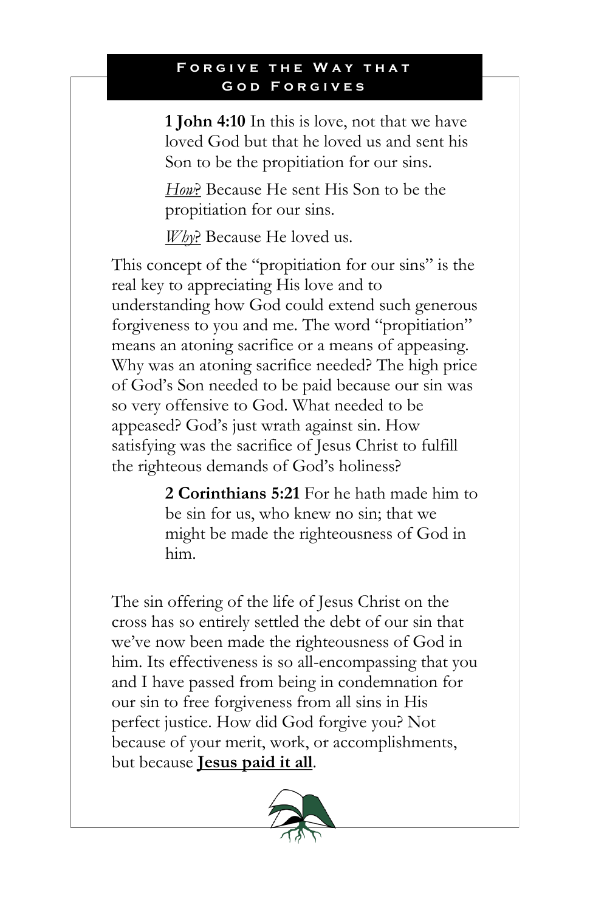## Forgive the Way that God Forgives

> **1 John 4:10** In this is love, not that we have loved God but that he loved us and sent his Son to be the propitiation for our sins.
>
> *How*? Because He sent His Son to be the propitiation for our sins.
>
> *Why*? Because He loved us.

This concept of the "propitiation for our sins" is the real key to appreciating His love and to understanding how God could extend such generous forgiveness to you and me. The word "propitiation" means an atoning sacrifice or a means of appeasing. Why was an atoning sacrifice needed? The high price of God's Son needed to be paid because our sin was so very offensive to God. What needed to be appeased? God's just wrath against sin. How satisfying was the sacrifice of Jesus Christ to fulfill the righteous demands of God's holiness?

> **2 Corinthians 5:21** For he hath made him to be sin for us, who knew no sin; that we might be made the righteousness of God in him.

The sin offering of the life of Jesus Christ on the cross has so entirely settled the debt of our sin that we've now been made the righteousness of God in him. Its effectiveness is so all-encompassing that you and I have passed from being in condemnation for our sin to free forgiveness from all sins in His perfect justice. How did God forgive you? Not because of your merit, work, or accomplishments, but because **Jesus paid it all**.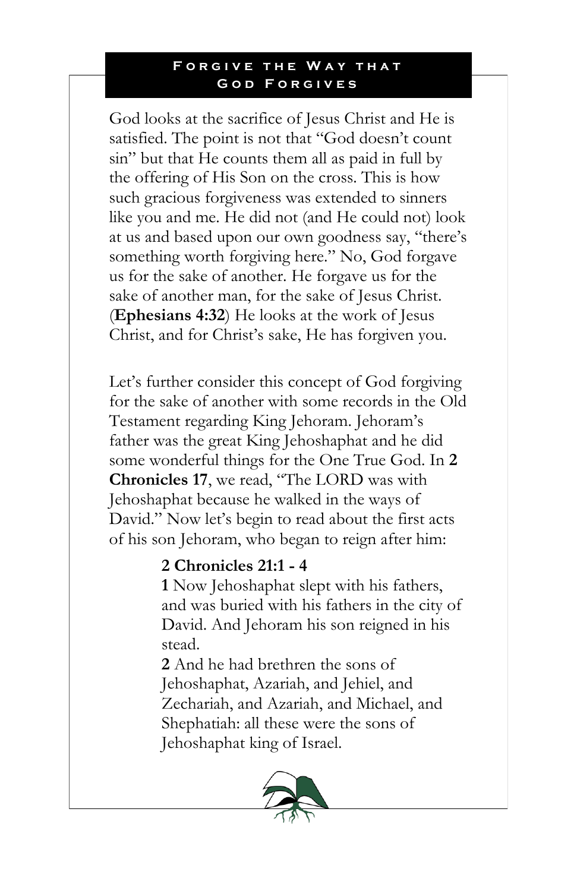## Forgive the Way that God Forgives

God looks at the sacrifice of Jesus Christ and He is satisfied. The point is not that "God doesn't count sin" but that He counts them all as paid in full by the offering of His Son on the cross. This is how such gracious forgiveness was extended to sinners like you and me. He did not (and He could not) look at us and based upon our own goodness say, "there's something worth forgiving here." No, God forgave us for the sake of another. He forgave us for the sake of another man, for the sake of Jesus Christ. (**Ephesians 4:32**) He looks at the work of Jesus Christ, and for Christ's sake, He has forgiven you.

Let's further consider this concept of God forgiving for the sake of another with some records in the Old Testament regarding King Jehoram. Jehoram's father was the great King Jehoshaphat and he did some wonderful things for the One True God. In **2 Chronicles 17**, we read, "The LORD was with Jehoshaphat because he walked in the ways of David." Now let's begin to read about the first acts of his son Jehoram, who began to reign after him:

> **2 Chronicles 21:1 - 4**
>
> **1** Now Jehoshaphat slept with his fathers, and was buried with his fathers in the city of David. And Jehoram his son reigned in his stead.
>
> **2** And he had brethren the sons of Jehoshaphat, Azariah, and Jehiel, and Zechariah, and Azariah, and Michael, and Shephatiah: all these were the sons of Jehoshaphat king of Israel.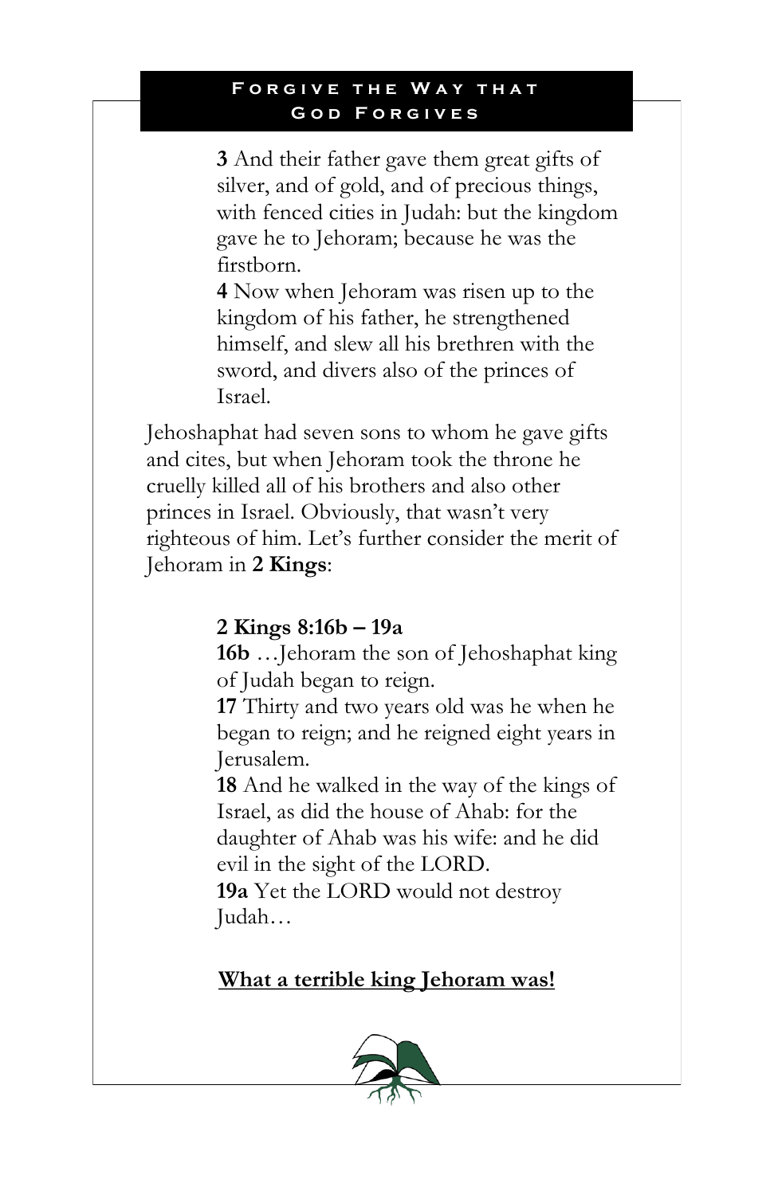**3** And their father gave them great gifts of silver, and of gold, and of precious things, with fenced cities in Judah: but the kingdom gave he to Jehoram; because he was the firstborn.
**4** Now when Jehoram was risen up to the kingdom of his father, he strengthened himself, and slew all his brethren with the sword, and divers also of the princes of Israel.

Jehoshaphat had seven sons to whom he gave gifts and cites, but when Jehoram took the throne he cruelly killed all of his brothers and also other princes in Israel. Obviously, that wasn't very righteous of him. Let's further consider the merit of Jehoram in **2 Kings**:

**2 Kings 8:16b – 19a**
**16b** …Jehoram the son of Jehoshaphat king of Judah began to reign.
**17** Thirty and two years old was he when he began to reign; and he reigned eight years in Jerusalem.
**18** And he walked in the way of the kings of Israel, as did the house of Ahab: for the daughter of Ahab was his wife: and he did evil in the sight of the LORD.
**19a** Yet the LORD would not destroy Judah…

**<u>What a terrible king Jehoram was!</u>**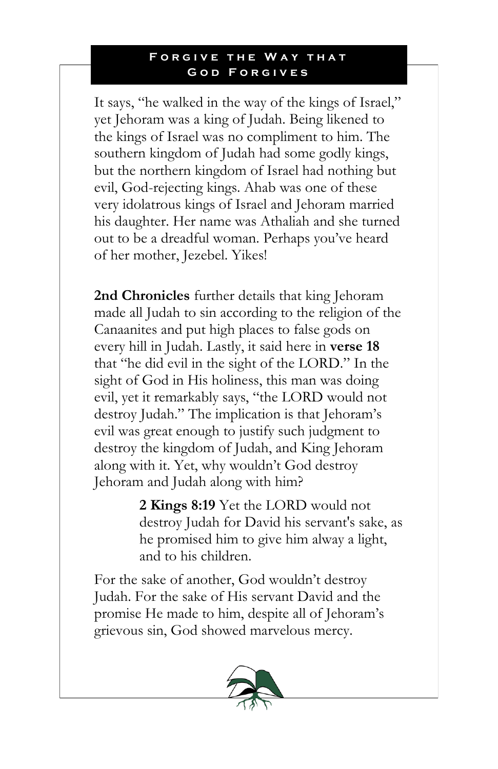## Forgive the Way that God Forgives

It says, "he walked in the way of the kings of Israel," yet Jehoram was a king of Judah. Being likened to the kings of Israel was no compliment to him. The southern kingdom of Judah had some godly kings, but the northern kingdom of Israel had nothing but evil, God-rejecting kings. Ahab was one of these very idolatrous kings of Israel and Jehoram married his daughter. Her name was Athaliah and she turned out to be a dreadful woman. Perhaps you've heard of her mother, Jezebel. Yikes!

**2nd Chronicles** further details that king Jehoram made all Judah to sin according to the religion of the Canaanites and put high places to false gods on every hill in Judah. Lastly, it said here in **verse 18** that "he did evil in the sight of the LORD." In the sight of God in His holiness, this man was doing evil, yet it remarkably says, "the LORD would not destroy Judah." The implication is that Jehoram's evil was great enough to justify such judgment to destroy the kingdom of Judah, and King Jehoram along with it. Yet, why wouldn't God destroy Jehoram and Judah along with him?

> **2 Kings 8:19** Yet the LORD would not destroy Judah for David his servant's sake, as he promised him to give him alway a light, and to his children.

For the sake of another, God wouldn't destroy Judah. For the sake of His servant David and the promise He made to him, despite all of Jehoram's grievous sin, God showed marvelous mercy.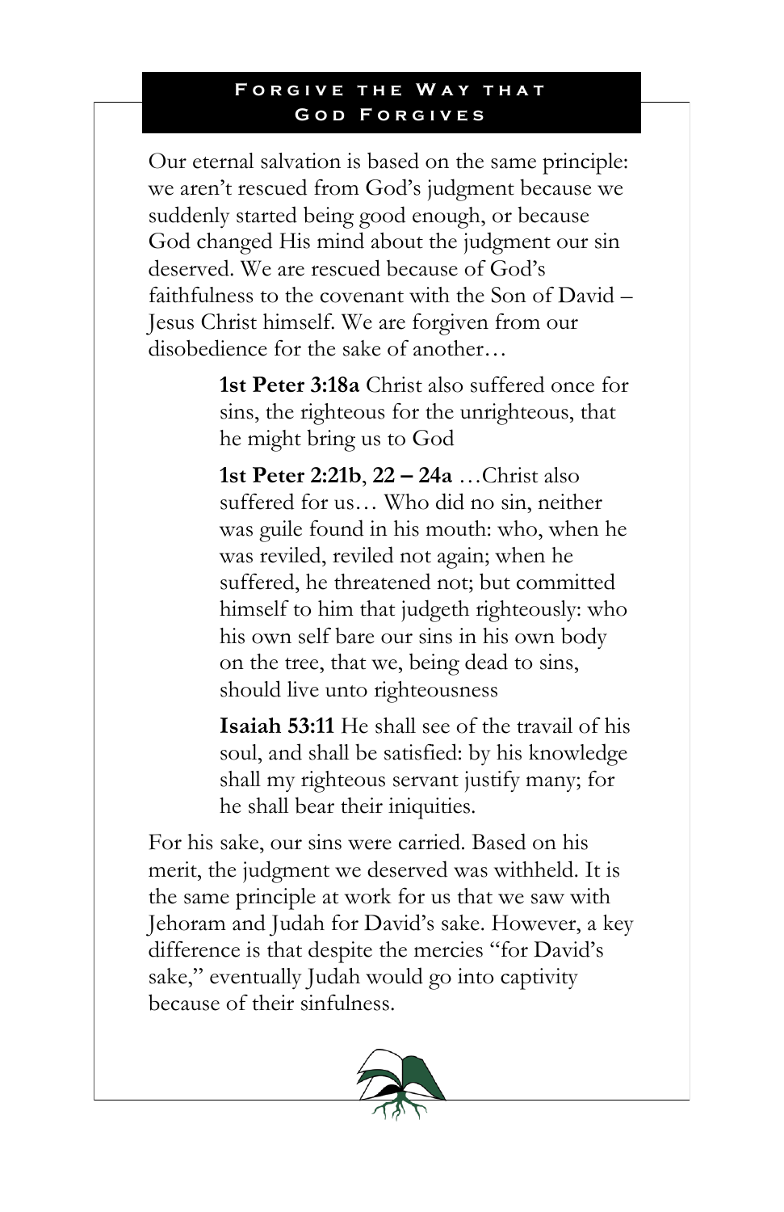## Forgive the Way that God Forgives

Our eternal salvation is based on the same principle: we aren't rescued from God's judgment because we suddenly started being good enough, or because God changed His mind about the judgment our sin deserved. We are rescued because of God's faithfulness to the covenant with the Son of David – Jesus Christ himself. We are forgiven from our disobedience for the sake of another…

> **1st Peter 3:18a** Christ also suffered once for sins, the righteous for the unrighteous, that he might bring us to God
>
> **1st Peter 2:21b**, **22 – 24a** …Christ also suffered for us… Who did no sin, neither was guile found in his mouth: who, when he was reviled, reviled not again; when he suffered, he threatened not; but committed himself to him that judgeth righteously: who his own self bare our sins in his own body on the tree, that we, being dead to sins, should live unto righteousness
>
> **Isaiah 53:11** He shall see of the travail of his soul, and shall be satisfied: by his knowledge shall my righteous servant justify many; for he shall bear their iniquities.

For his sake, our sins were carried. Based on his merit, the judgment we deserved was withheld. It is the same principle at work for us that we saw with Jehoram and Judah for David's sake. However, a key difference is that despite the mercies "for David's sake," eventually Judah would go into captivity because of their sinfulness.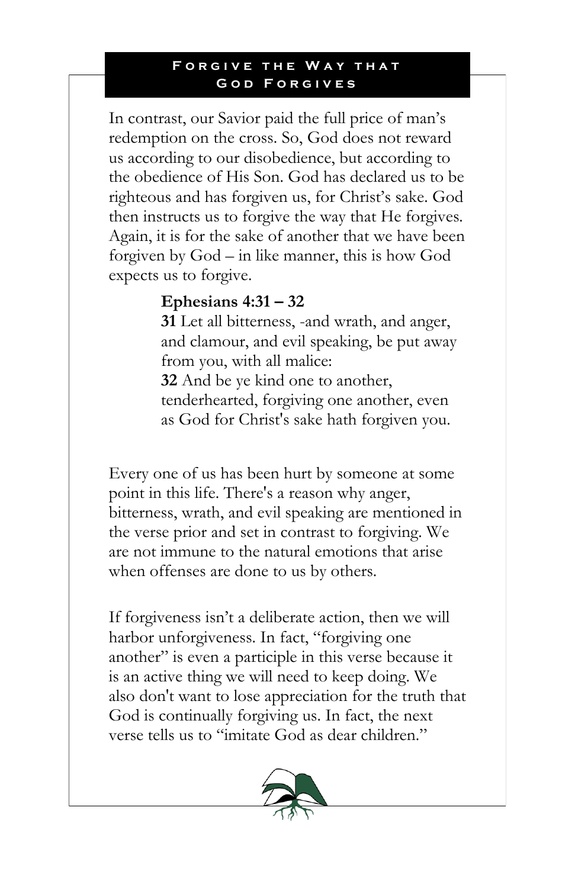## Forgive the Way that God Forgives

In contrast, our Savior paid the full price of man's redemption on the cross. So, God does not reward us according to our disobedience, but according to the obedience of His Son. God has declared us to be righteous and has forgiven us, for Christ's sake. God then instructs us to forgive the way that He forgives. Again, it is for the sake of another that we have been forgiven by God – in like manner, this is how God expects us to forgive.

> **Ephesians 4:31 – 32**
> **31** Let all bitterness, -and wrath, and anger, and clamour, and evil speaking, be put away from you, with all malice:
> **32** And be ye kind one to another, tenderhearted, forgiving one another, even as God for Christ's sake hath forgiven you.

Every one of us has been hurt by someone at some point in this life. There's a reason why anger, bitterness, wrath, and evil speaking are mentioned in the verse prior and set in contrast to forgiving. We are not immune to the natural emotions that arise when offenses are done to us by others.

If forgiveness isn't a deliberate action, then we will harbor unforgiveness. In fact, "forgiving one another" is even a participle in this verse because it is an active thing we will need to keep doing. We also don't want to lose appreciation for the truth that God is continually forgiving us. In fact, the next verse tells us to "imitate God as dear children."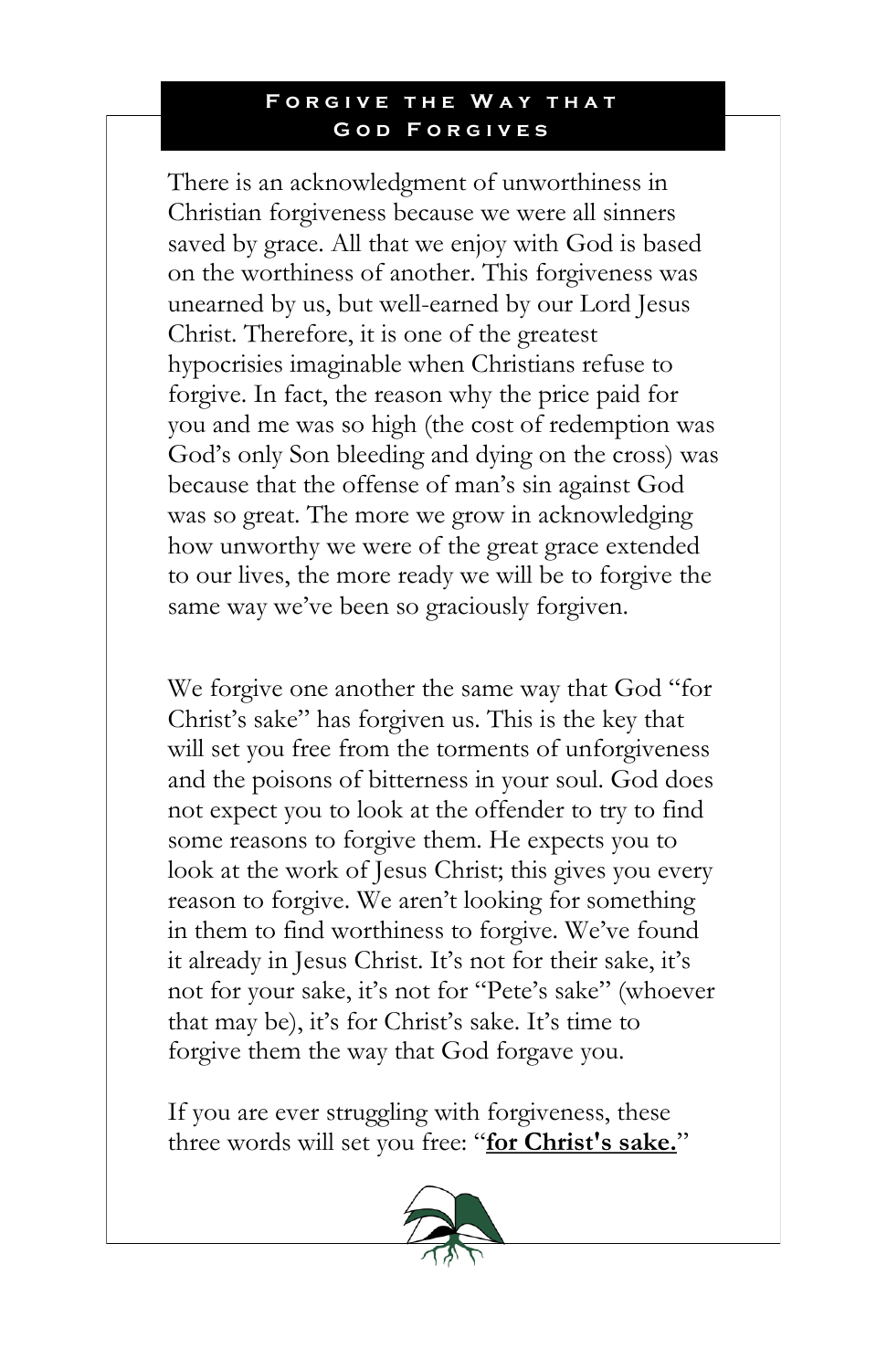## Forgive the Way that God Forgives

There is an acknowledgment of unworthiness in Christian forgiveness because we were all sinners saved by grace. All that we enjoy with God is based on the worthiness of another. This forgiveness was unearned by us, but well-earned by our Lord Jesus Christ. Therefore, it is one of the greatest hypocrisies imaginable when Christians refuse to forgive. In fact, the reason why the price paid for you and me was so high (the cost of redemption was God's only Son bleeding and dying on the cross) was because that the offense of man's sin against God was so great. The more we grow in acknowledging how unworthy we were of the great grace extended to our lives, the more ready we will be to forgive the same way we've been so graciously forgiven.

We forgive one another the same way that God "for Christ's sake" has forgiven us. This is the key that will set you free from the torments of unforgiveness and the poisons of bitterness in your soul. God does not expect you to look at the offender to try to find some reasons to forgive them. He expects you to look at the work of Jesus Christ; this gives you every reason to forgive. We aren't looking for something in them to find worthiness to forgive. We've found it already in Jesus Christ. It's not for their sake, it's not for your sake, it's not for "Pete's sake" (whoever that may be), it's for Christ's sake. It's time to forgive them the way that God forgave you.

If you are ever struggling with forgiveness, these three words will set you free: "**<u>for Christ's sake.</u>**"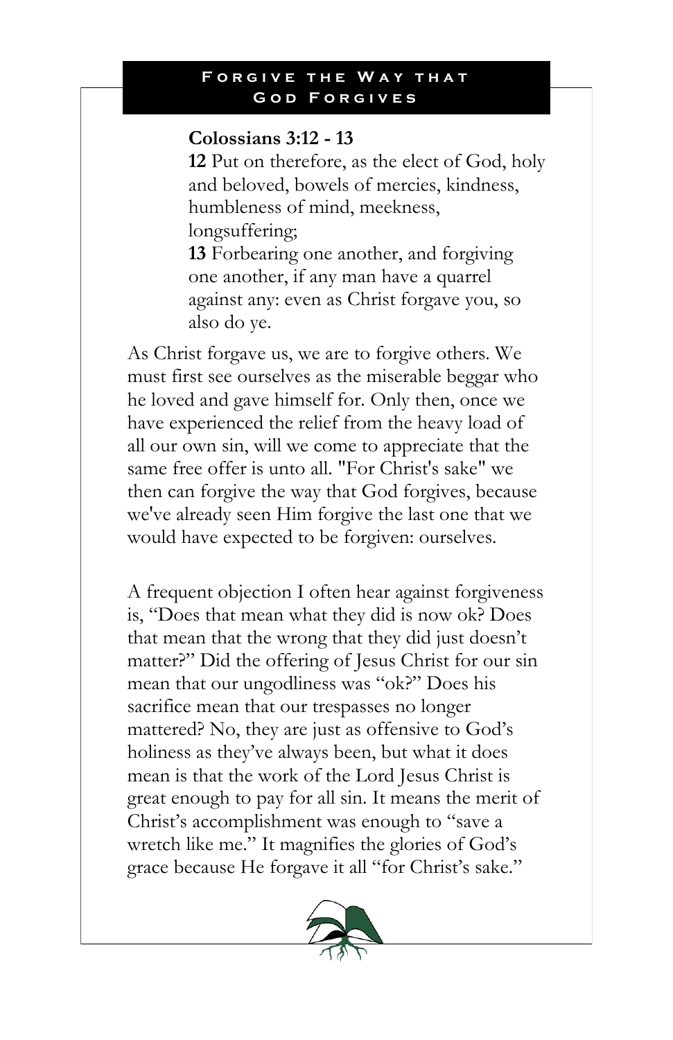## Forgive the Way that God Forgives

**Colossians 3:12 - 13**

**12** Put on therefore, as the elect of God, holy and beloved, bowels of mercies, kindness, humbleness of mind, meekness, longsuffering;

**13** Forbearing one another, and forgiving one another, if any man have a quarrel against any: even as Christ forgave you, so also do ye.

As Christ forgave us, we are to forgive others. We must first see ourselves as the miserable beggar who he loved and gave himself for. Only then, once we have experienced the relief from the heavy load of all our own sin, will we come to appreciate that the same free offer is unto all. "For Christ's sake" we then can forgive the way that God forgives, because we've already seen Him forgive the last one that we would have expected to be forgiven: ourselves.

A frequent objection I often hear against forgiveness is, "Does that mean what they did is now ok? Does that mean that the wrong that they did just doesn't matter?" Did the offering of Jesus Christ for our sin mean that our ungodliness was "ok?" Does his sacrifice mean that our trespasses no longer mattered? No, they are just as offensive to God's holiness as they've always been, but what it does mean is that the work of the Lord Jesus Christ is great enough to pay for all sin. It means the merit of Christ's accomplishment was enough to "save a wretch like me." It magnifies the glories of God's grace because He forgave it all "for Christ's sake."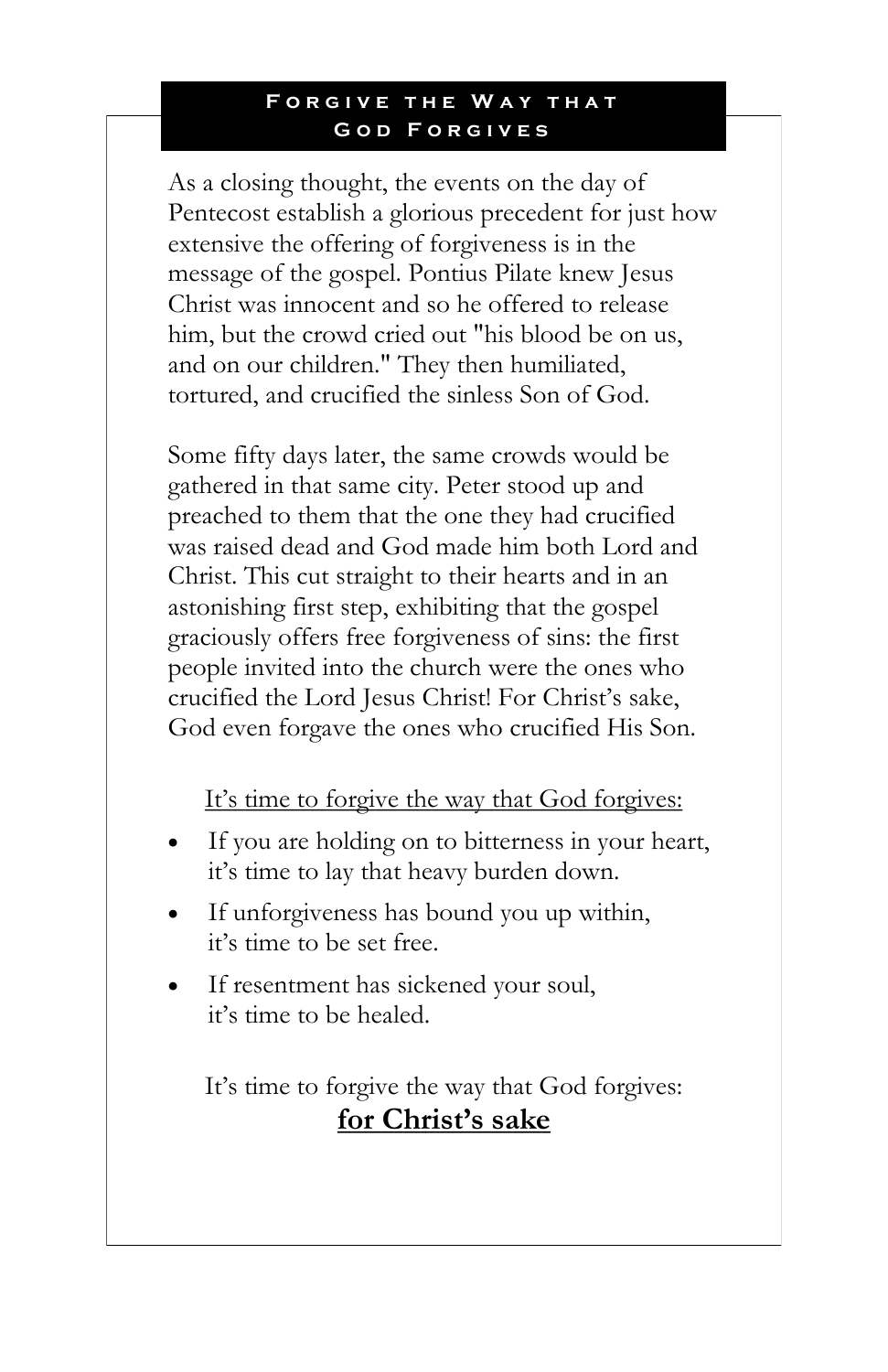## Forgive the Way that God Forgives

As a closing thought, the events on the day of Pentecost establish a glorious precedent for just how extensive the offering of forgiveness is in the message of the gospel. Pontius Pilate knew Jesus Christ was innocent and so he offered to release him, but the crowd cried out "his blood be on us, and on our children." They then humiliated, tortured, and crucified the sinless Son of God.

Some fifty days later, the same crowds would be gathered in that same city. Peter stood up and preached to them that the one they had crucified was raised dead and God made him both Lord and Christ. This cut straight to their hearts and in an astonishing first step, exhibiting that the gospel graciously offers free forgiveness of sins: the first people invited into the church were the ones who crucified the Lord Jesus Christ! For Christ's sake, God even forgave the ones who crucified His Son.

<u>It's time to forgive the way that God forgives:</u>

- If you are holding on to bitterness in your heart, it's time to lay that heavy burden down.
- If unforgiveness has bound you up within, it's time to be set free.
- If resentment has sickened your soul, it's time to be healed.

It's time to forgive the way that God forgives:

**<u>for Christ's sake</u>**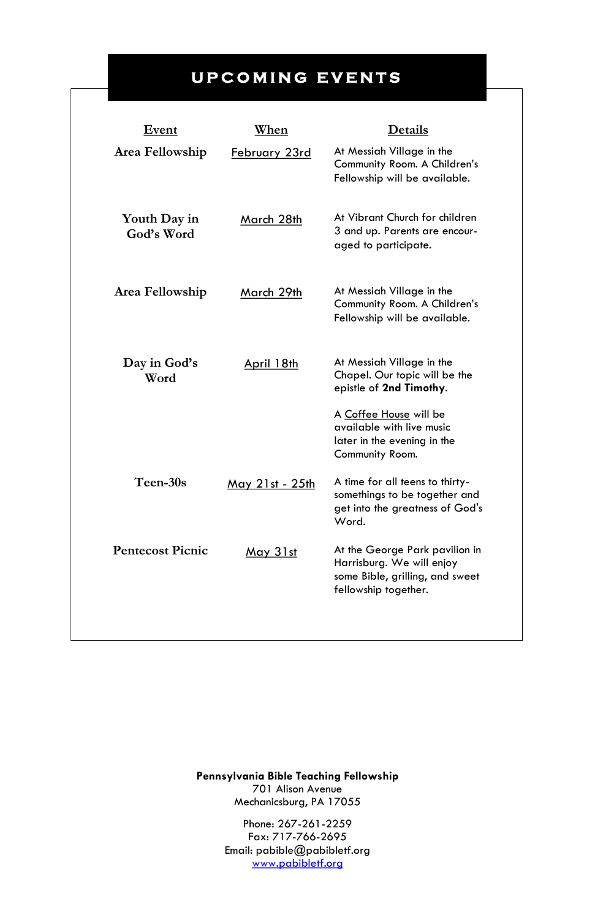# UPCOMING EVENTS

| Event | When | Details |
|---|---|---|
| Area Fellowship | February 23rd | At Messiah Village in the Community Room. A Children's Fellowship will be available. |
| Youth Day in God's Word | March 28th | At Vibrant Church for children 3 and up. Parents are encouraged to participate. |
| Area Fellowship | March 29th | At Messiah Village in the Community Room. A Children's Fellowship will be available. |
| Day in God's Word | April 18th | At Messiah Village in the Chapel. Our topic will be the epistle of **2nd Timothy**.<br><br>A Coffee House will be available with live music later in the evening in the Community Room. |
| Teen-30s | May 21st - 25th | A time for all teens to thirty-somethings to be together and get into the greatness of God's Word. |
| Pentecost Picnic | May 31st | At the George Park pavilion in Harrisburg. We will enjoy some Bible, grilling, and sweet fellowship together. |

**Pennsylvania Bible Teaching Fellowship**
701 Alison Avenue
Mechanicsburg, PA 17055

Phone: 267-261-2259
Fax: 717-766-2695
Email: pabible@pabibletf.org
www.pabibletf.org